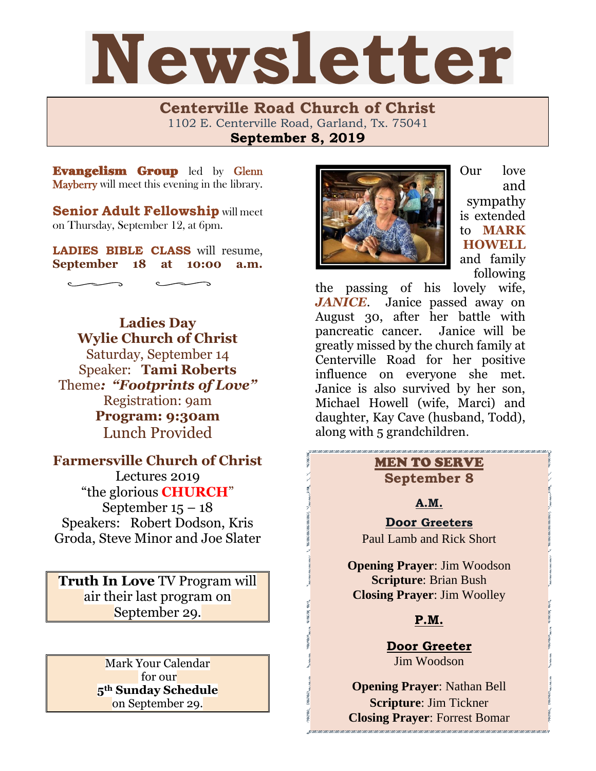# Newsletter

## Centerville Road Church of Christ

1102 E. Centerville Road, Garland, Tx. 75041

**September 8, 2019**

**Evangelism Group** led by Glenn Mayberry will meet this evening in the library.

**Senior Adult Fellowship** will meet on Thursday, September 12, at 6pm.

**LADIES BIBLE CLASS** will resume, **September 18 at 10:00 a.m.**

**Ladies Day**
**Wylie Church of Christ**
Saturday, September 14
Speaker: **Tami Roberts**
Theme: ***"Footprints of Love"***
Registration: 9am
**Program: 9:30am**
Lunch Provided

**Farmersville Church of Christ**
Lectures 2019
"the glorious **CHURCH**"
September 15 – 18
Speakers: Robert Dodson, Kris Groda, Steve Minor and Joe Slater

**Truth In Love** TV Program will air their last program on September 29.

Mark Your Calendar for our **5th Sunday Schedule** on September 29.

Our love and sympathy is extended to **MARK HOWELL** and family following the passing of his lovely wife, ***JANICE***. Janice passed away on August 30, after her battle with pancreatic cancer. Janice will be greatly missed by the church family at Centerville Road for her positive influence on everyone she met. Janice is also survived by her son, Michael Howell (wife, Marci) and daughter, Kay Cave (husband, Todd), along with 5 grandchildren.

### MEN TO SERVE
**September 8**

**A.M.**

**Door Greeters**
Paul Lamb and Rick Short

**Opening Prayer**: Jim Woodson
**Scripture**: Brian Bush
**Closing Prayer**: Jim Woolley

**P.M.**

**Door Greeter**
Jim Woodson

**Opening Prayer**: Nathan Bell
**Scripture**: Jim Tickner
**Closing Prayer**: Forrest Bomar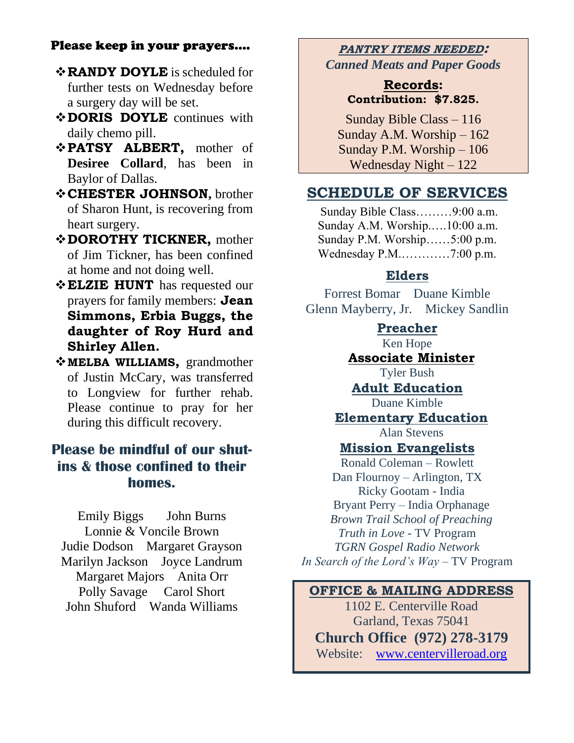## Please keep in your prayers….

- **RANDY DOYLE** is scheduled for further tests on Wednesday before a surgery day will be set.
- **DORIS DOYLE** continues with daily chemo pill.
- **PATSY ALBERT,** mother of **Desiree Collard**, has been in Baylor of Dallas.
- **CHESTER JOHNSON,** brother of Sharon Hunt, is recovering from heart surgery.
- **DOROTHY TICKNER,** mother of Jim Tickner, has been confined at home and not doing well.
- **ELZIE HUNT** has requested our prayers for family members: **Jean Simmons, Erbia Buggs, the daughter of Roy Hurd and Shirley Allen.**
- **MELBA WILLIAMS,** grandmother of Justin McCary, was transferred to Longview for further rehab. Please continue to pray for her during this difficult recovery.

## Please be mindful of our shut-ins & those confined to their homes.

Emily Biggs John Burns
Lonnie & Voncile Brown
Judie Dodson Margaret Grayson
Marilyn Jackson Joyce Landrum
Margaret Majors Anita Orr
Polly Savage Carol Short
John Shuford Wanda Williams

***PANTRY ITEMS NEEDED:***
*Canned Meats and Paper Goods*

**Records:**
**Contribution: $7.825.**

Sunday Bible Class – 116
Sunday A.M. Worship – 162
Sunday P.M. Worship – 106
Wednesday Night – 122

## SCHEDULE OF SERVICES

Sunday Bible Class………9:00 a.m.
Sunday A.M. Worship.….10:00 a.m.
Sunday P.M. Worship……5:00 p.m.
Wednesday P.M.…………7:00 p.m.

### Elders

Forrest Bomar Duane Kimble
Glenn Mayberry, Jr. Mickey Sandlin

### Preacher

Ken Hope

### Associate Minister

Tyler Bush

### Adult Education

Duane Kimble

### Elementary Education

Alan Stevens

### Mission Evangelists

Ronald Coleman – Rowlett
Dan Flournoy – Arlington, TX
Ricky Gootam - India
Bryant Perry – India Orphanage
*Brown Trail School of Preaching*
*Truth in Love* - TV Program
*TGRN Gospel Radio Network*
*In Search of the Lord's Way* – TV Program

### OFFICE & MAILING ADDRESS

1102 E. Centerville Road
Garland, Texas 75041
**Church Office (972) 278-3179**
Website: www.centervilleroad.org